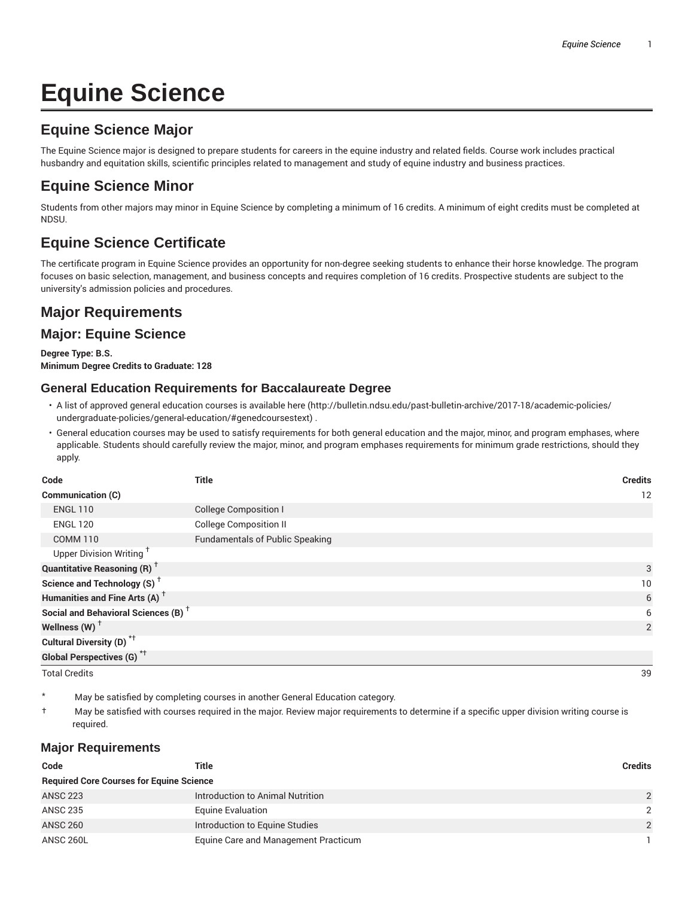# Equine Science

## Equine Science Major

The Equine Science major is designed to prepare students for careers in the equine industry and related fields. Course work includes practical husbandry and equitation skills, scientific principles related to management and study of equine industry and business practices.

## Equine Science Minor

Students from other majors may minor in Equine Science by completing a minimum of 16 credits. A minimum of eight credits must be completed at NDSU.

## Equine Science Certificate

The certificate program in Equine Science provides an opportunity for non-degree seeking students to enhance their horse knowledge. The program focuses on basic selection, management, and business concepts and requires completion of 16 credits. Prospective students are subject to the university's admission policies and procedures.

## Major Requirements

## Major: Equine Science

**Degree Type: B.S.**
**Minimum Degree Credits to Graduate: 128**

### General Education Requirements for Baccalaureate Degree

- A list of approved general education courses is available here (http://bulletin.ndsu.edu/past-bulletin-archive/2017-18/academic-policies/undergraduate-policies/general-education/#genedcoursestext) .
- General education courses may be used to satisfy requirements for both general education and the major, minor, and program emphases, where applicable. Students should carefully review the major, minor, and program emphases requirements for minimum grade restrictions, should they apply.

| Code | Title | Credits |
|---|---|---|
| **Communication (C)** | | 12 |
| ENGL 110 | College Composition I | |
| ENGL 120 | College Composition II | |
| COMM 110 | Fundamentals of Public Speaking | |
| Upper Division Writing † | | |
| **Quantitative Reasoning (R)** † | | 3 |
| **Science and Technology (S)** † | | 10 |
| **Humanities and Fine Arts (A)** † | | 6 |
| **Social and Behavioral Sciences (B)** † | | 6 |
| **Wellness (W)** † | | 2 |
| **Cultural Diversity (D)** *† | | |
| **Global Perspectives (G)** *† | | |
| Total Credits | | 39 |

\* May be satisfied by completing courses in another General Education category.

† May be satisfied with courses required in the major. Review major requirements to determine if a specific upper division writing course is required.

### Major Requirements

| Code | Title | Credits |
|---|---|---|
| **Required Core Courses for Equine Science** | | |
| ANSC 223 | Introduction to Animal Nutrition | 2 |
| ANSC 235 | Equine Evaluation | 2 |
| ANSC 260 | Introduction to Equine Studies | 2 |
| ANSC 260L | Equine Care and Management Practicum | 1 |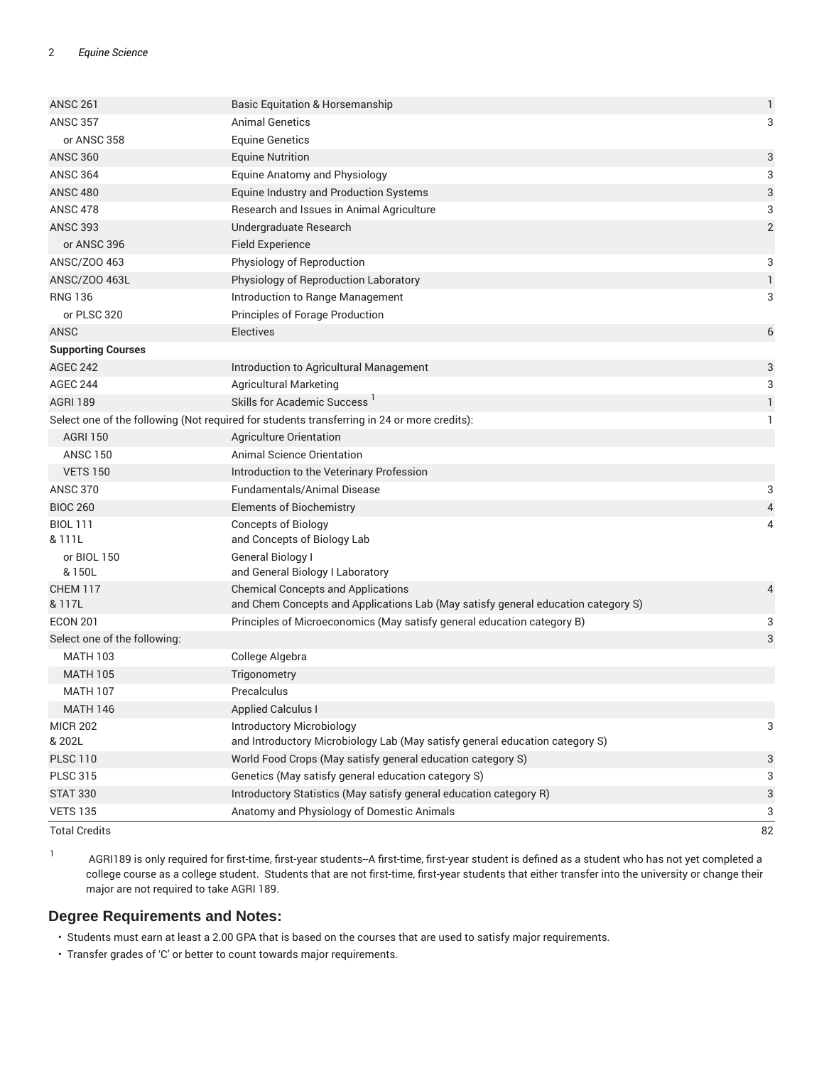| | | |
|---|---|---|
| ANSC 261 | Basic Equitation & Horsemanship | 1 |
| ANSC 357 | Animal Genetics | 3 |
| or ANSC 358 | Equine Genetics | |
| ANSC 360 | Equine Nutrition | 3 |
| ANSC 364 | Equine Anatomy and Physiology | 3 |
| ANSC 480 | Equine Industry and Production Systems | 3 |
| ANSC 478 | Research and Issues in Animal Agriculture | 3 |
| ANSC 393 | Undergraduate Research | 2 |
| or ANSC 396 | Field Experience | |
| ANSC/ZOO 463 | Physiology of Reproduction | 3 |
| ANSC/ZOO 463L | Physiology of Reproduction Laboratory | 1 |
| RNG 136 | Introduction to Range Management | 3 |
| or PLSC 320 | Principles of Forage Production | |
| ANSC | Electives | 6 |
| **Supporting Courses** | | |
| AGEC 242 | Introduction to Agricultural Management | 3 |
| AGEC 244 | Agricultural Marketing | 3 |
| AGRI 189 | Skills for Academic Success [1] | 1 |
| Select one of the following (Not required for students transferring in 24 or more credits): | | 1 |
| AGRI 150 | Agriculture Orientation | |
| ANSC 150 | Animal Science Orientation | |
| VETS 150 | Introduction to the Veterinary Profession | |
| ANSC 370 | Fundamentals/Animal Disease | 3 |
| BIOC 260 | Elements of Biochemistry | 4 |
| BIOL 111 & 111L | Concepts of Biology and Concepts of Biology Lab | 4 |
| or BIOL 150 & 150L | General Biology I and General Biology I Laboratory | |
| CHEM 117 & 117L | Chemical Concepts and Applications and Chem Concepts and Applications Lab (May satisfy general education category S) | 4 |
| ECON 201 | Principles of Microeconomics (May satisfy general education category B) | 3 |
| Select one of the following: | | 3 |
| MATH 103 | College Algebra | |
| MATH 105 | Trigonometry | |
| MATH 107 | Precalculus | |
| MATH 146 | Applied Calculus I | |
| MICR 202 & 202L | Introductory Microbiology and Introductory Microbiology Lab (May satisfy general education category S) | 3 |
| PLSC 110 | World Food Crops (May satisfy general education category S) | 3 |
| PLSC 315 | Genetics (May satisfy general education category S) | 3 |
| STAT 330 | Introductory Statistics (May satisfy general education category R) | 3 |
| VETS 135 | Anatomy and Physiology of Domestic Animals | 3 |
| Total Credits | | 82 |

[1] AGRI189 is only required for first-time, first-year students--A first-time, first-year student is defined as a student who has not yet completed a college course as a college student. Students that are not first-time, first-year students that either transfer into the university or change their major are not required to take AGRI 189.

## Degree Requirements and Notes:

- Students must earn at least a 2.00 GPA that is based on the courses that are used to satisfy major requirements.
- Transfer grades of 'C' or better to count towards major requirements.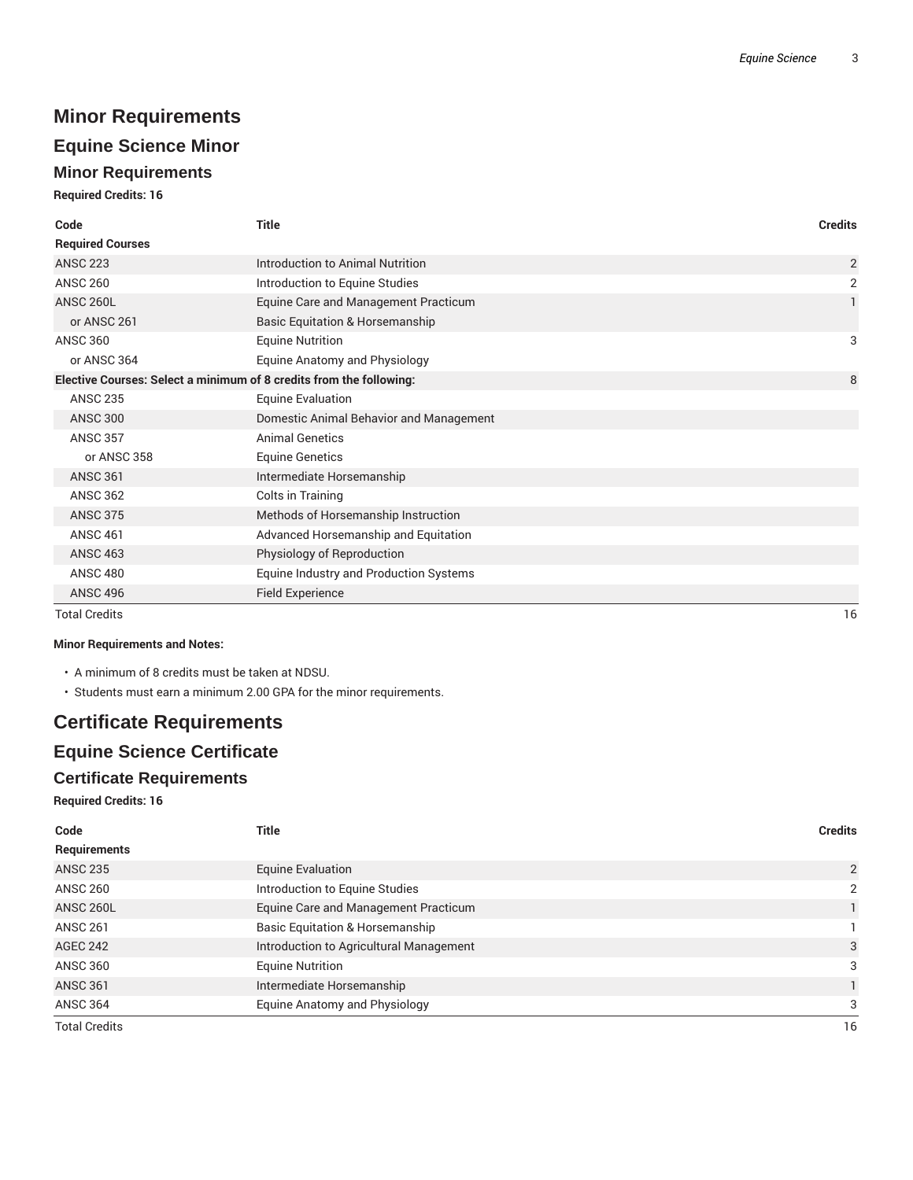# Minor Requirements

## Equine Science Minor

### Minor Requirements

**Required Credits: 16**

| Code | Title | Credits |
|---|---|---|
| **Required Courses** | | |
| ANSC 223 | Introduction to Animal Nutrition | 2 |
| ANSC 260 | Introduction to Equine Studies | 2 |
| ANSC 260L | Equine Care and Management Practicum | 1 |
| or ANSC 261 | Basic Equitation & Horsemanship | |
| ANSC 360 | Equine Nutrition | 3 |
| or ANSC 364 | Equine Anatomy and Physiology | |
| **Elective Courses: Select a minimum of 8 credits from the following:** | | 8 |
| ANSC 235 | Equine Evaluation | |
| ANSC 300 | Domestic Animal Behavior and Management | |
| ANSC 357 | Animal Genetics | |
| or ANSC 358 | Equine Genetics | |
| ANSC 361 | Intermediate Horsemanship | |
| ANSC 362 | Colts in Training | |
| ANSC 375 | Methods of Horsemanship Instruction | |
| ANSC 461 | Advanced Horsemanship and Equitation | |
| ANSC 463 | Physiology of Reproduction | |
| ANSC 480 | Equine Industry and Production Systems | |
| ANSC 496 | Field Experience | |
| Total Credits | | 16 |

**Minor Requirements and Notes:**

- A minimum of 8 credits must be taken at NDSU.
- Students must earn a minimum 2.00 GPA for the minor requirements.

# Certificate Requirements

## Equine Science Certificate

### Certificate Requirements

**Required Credits: 16**

| Code | Title | Credits |
|---|---|---|
| **Requirements** | | |
| ANSC 235 | Equine Evaluation | 2 |
| ANSC 260 | Introduction to Equine Studies | 2 |
| ANSC 260L | Equine Care and Management Practicum | 1 |
| ANSC 261 | Basic Equitation & Horsemanship | 1 |
| AGEC 242 | Introduction to Agricultural Management | 3 |
| ANSC 360 | Equine Nutrition | 3 |
| ANSC 361 | Intermediate Horsemanship | 1 |
| ANSC 364 | Equine Anatomy and Physiology | 3 |
| Total Credits | | 16 |